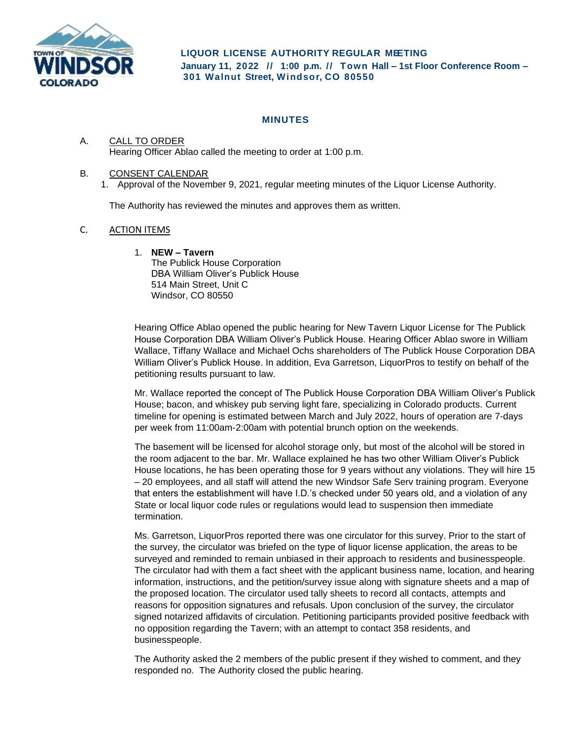**TOWN OF WINDSOR COLORADO**

**LIQUOR LICENSE AUTHORITY REGULAR MEETING**
**January 11, 2022 // 1:00 p.m. // Town Hall – 1st Floor Conference Room – 301 Walnut Street, Windsor, CO 80550**

## MINUTES

A. CALL TO ORDER

Hearing Officer Ablao called the meeting to order at 1:00 p.m.

B. CONSENT CALENDAR

1. Approval of the November 9, 2021, regular meeting minutes of the Liquor License Authority.

The Authority has reviewed the minutes and approves them as written.

C. ACTION ITEMS

1. **NEW – Tavern**
   The Publick House Corporation
   DBA William Oliver's Publick House
   514 Main Street, Unit C
   Windsor, CO 80550

Hearing Office Ablao opened the public hearing for New Tavern Liquor License for The Publick House Corporation DBA William Oliver's Publick House. Hearing Officer Ablao swore in William Wallace, Tiffany Wallace and Michael Ochs shareholders of The Publick House Corporation DBA William Oliver's Publick House. In addition, Eva Garretson, LiquorPros to testify on behalf of the petitioning results pursuant to law.

Mr. Wallace reported the concept of The Publick House Corporation DBA William Oliver's Publick House; bacon, and whiskey pub serving light fare, specializing in Colorado products. Current timeline for opening is estimated between March and July 2022, hours of operation are 7-days per week from 11:00am-2:00am with potential brunch option on the weekends.

The basement will be licensed for alcohol storage only, but most of the alcohol will be stored in the room adjacent to the bar. Mr. Wallace explained he has two other William Oliver's Publick House locations, he has been operating those for 9 years without any violations. They will hire 15 – 20 employees, and all staff will attend the new Windsor Safe Serv training program. Everyone that enters the establishment will have I.D.'s checked under 50 years old, and a violation of any State or local liquor code rules or regulations would lead to suspension then immediate termination.

Ms. Garretson, LiquorPros reported there was one circulator for this survey. Prior to the start of the survey, the circulator was briefed on the type of liquor license application, the areas to be surveyed and reminded to remain unbiased in their approach to residents and businesspeople. The circulator had with them a fact sheet with the applicant business name, location, and hearing information, instructions, and the petition/survey issue along with signature sheets and a map of the proposed location. The circulator used tally sheets to record all contacts, attempts and reasons for opposition signatures and refusals. Upon conclusion of the survey, the circulator signed notarized affidavits of circulation. Petitioning participants provided positive feedback with no opposition regarding the Tavern; with an attempt to contact 358 residents, and businesspeople.

The Authority asked the 2 members of the public present if they wished to comment, and they responded no. The Authority closed the public hearing.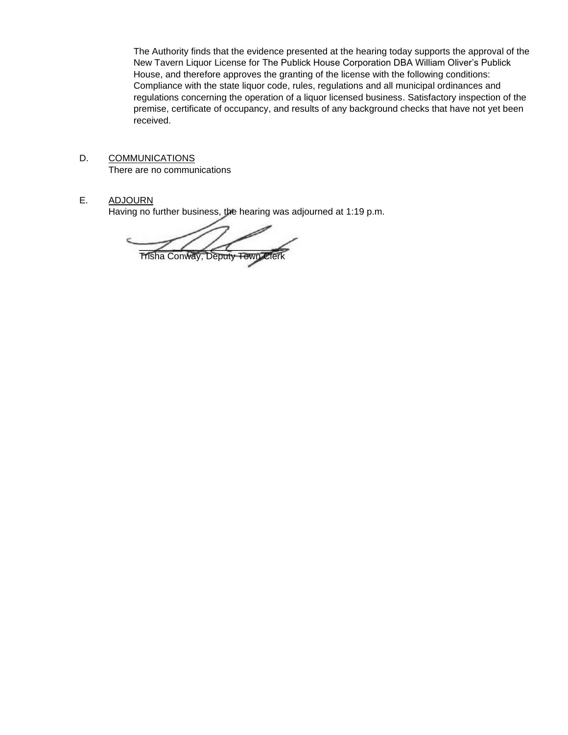The Authority finds that the evidence presented at the hearing today supports the approval of the New Tavern Liquor License for The Publick House Corporation DBA William Oliver's Publick House, and therefore approves the granting of the license with the following conditions: Compliance with the state liquor code, rules, regulations and all municipal ordinances and regulations concerning the operation of a liquor licensed business. Satisfactory inspection of the premise, certificate of occupancy, and results of any background checks that have not yet been received.

D. COMMUNICATIONS

There are no communications

E. ADJOURN

Having no further business, the hearing was adjourned at 1:19 p.m.

Trisha Conway, Deputy Town Clerk